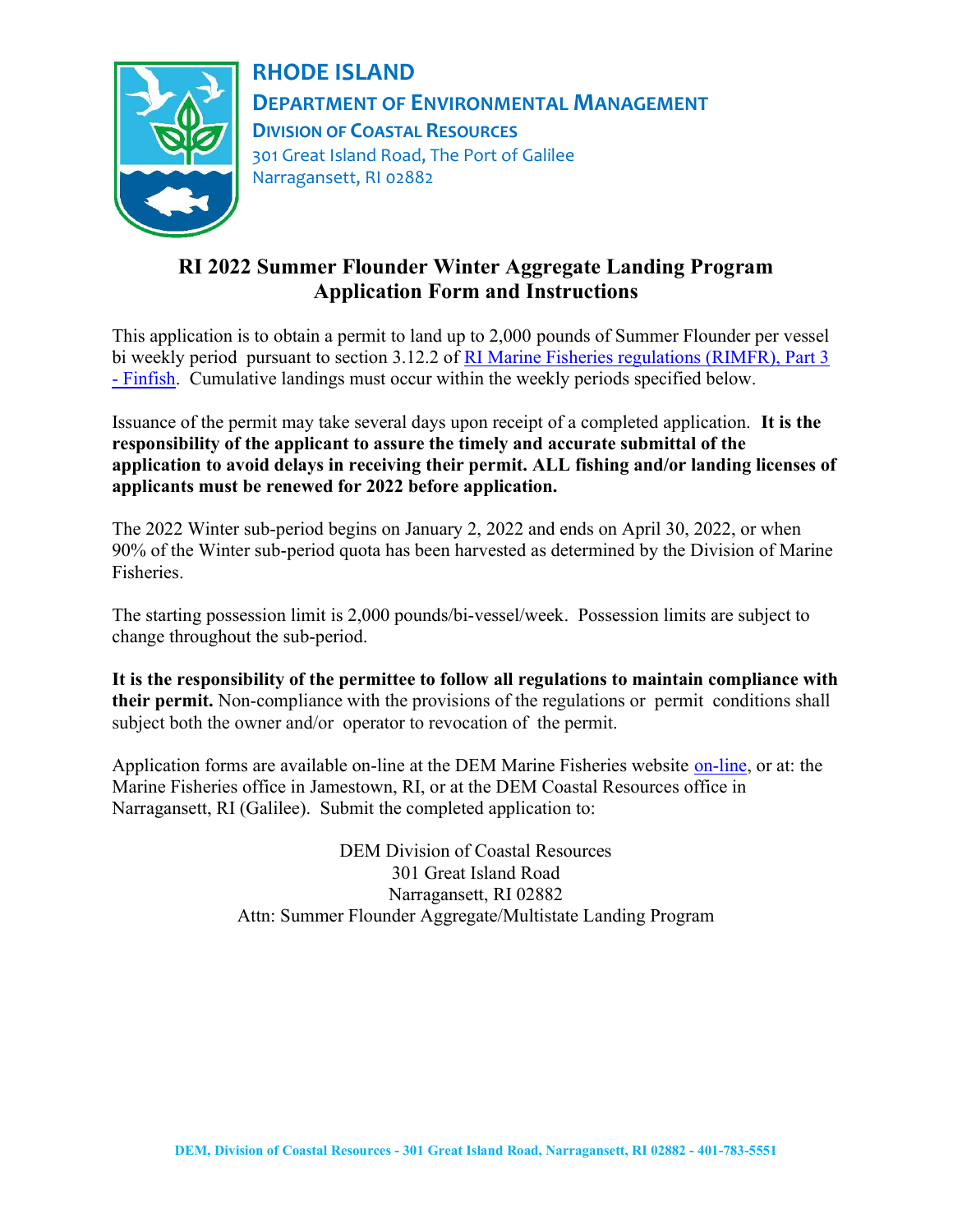**RHODE ISLAND**

**DEPARTMENT OF ENVIRONMENTAL MANAGEMENT**

**DIVISION OF COASTAL RESOURCES**

301 Great Island Road, The Port of Galilee
Narragansett, RI 02882

# RI 2022 Summer Flounder Winter Aggregate Landing Program Application Form and Instructions

This application is to obtain a permit to land up to 2,000 pounds of Summer Flounder per vessel bi weekly period pursuant to section 3.12.2 of RI Marine Fisheries regulations (RIMFR), Part 3 - Finfish. Cumulative landings must occur within the weekly periods specified below.

Issuance of the permit may take several days upon receipt of a completed application. **It is the responsibility of the applicant to assure the timely and accurate submittal of the application to avoid delays in receiving their permit. ALL fishing and/or landing licenses of applicants must be renewed for 2022 before application.**

The 2022 Winter sub-period begins on January 2, 2022 and ends on April 30, 2022, or when 90% of the Winter sub-period quota has been harvested as determined by the Division of Marine Fisheries.

The starting possession limit is 2,000 pounds/bi-vessel/week. Possession limits are subject to change throughout the sub-period.

**It is the responsibility of the permittee to follow all regulations to maintain compliance with their permit.** Non-compliance with the provisions of the regulations or permit conditions shall subject both the owner and/or operator to revocation of the permit.

Application forms are available on-line at the DEM Marine Fisheries website on-line, or at: the Marine Fisheries office in Jamestown, RI, or at the DEM Coastal Resources office in Narragansett, RI (Galilee). Submit the completed application to:

DEM Division of Coastal Resources
301 Great Island Road
Narragansett, RI 02882
Attn: Summer Flounder Aggregate/Multistate Landing Program

DEM, Division of Coastal Resources - 301 Great Island Road, Narragansett, RI 02882 - 401-783-5551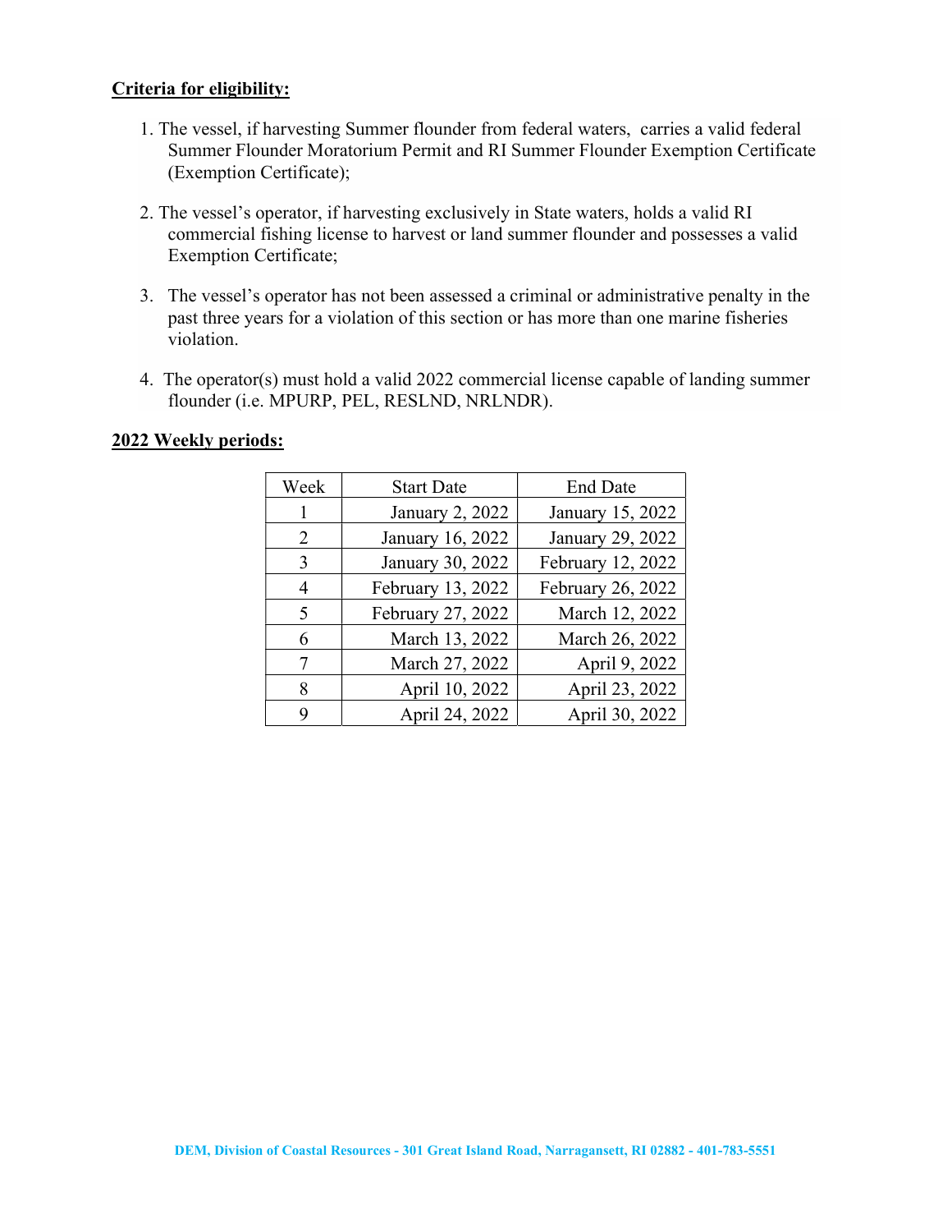**Criteria for eligibility:**

1. The vessel, if harvesting Summer flounder from federal waters, carries a valid federal Summer Flounder Moratorium Permit and RI Summer Flounder Exemption Certificate (Exemption Certificate);

2. The vessel's operator, if harvesting exclusively in State waters, holds a valid RI commercial fishing license to harvest or land summer flounder and possesses a valid Exemption Certificate;

3. The vessel's operator has not been assessed a criminal or administrative penalty in the past three years for a violation of this section or has more than one marine fisheries violation.

4. The operator(s) must hold a valid 2022 commercial license capable of landing summer flounder (i.e. MPURP, PEL, RESLND, NRLNDR).

**2022 Weekly periods:**

| Week | Start Date | End Date |
|---|---|---|
| 1 | January 2, 2022 | January 15, 2022 |
| 2 | January 16, 2022 | January 29, 2022 |
| 3 | January 30, 2022 | February 12, 2022 |
| 4 | February 13, 2022 | February 26, 2022 |
| 5 | February 27, 2022 | March 12, 2022 |
| 6 | March 13, 2022 | March 26, 2022 |
| 7 | March 27, 2022 | April 9, 2022 |
| 8 | April 10, 2022 | April 23, 2022 |
| 9 | April 24, 2022 | April 30, 2022 |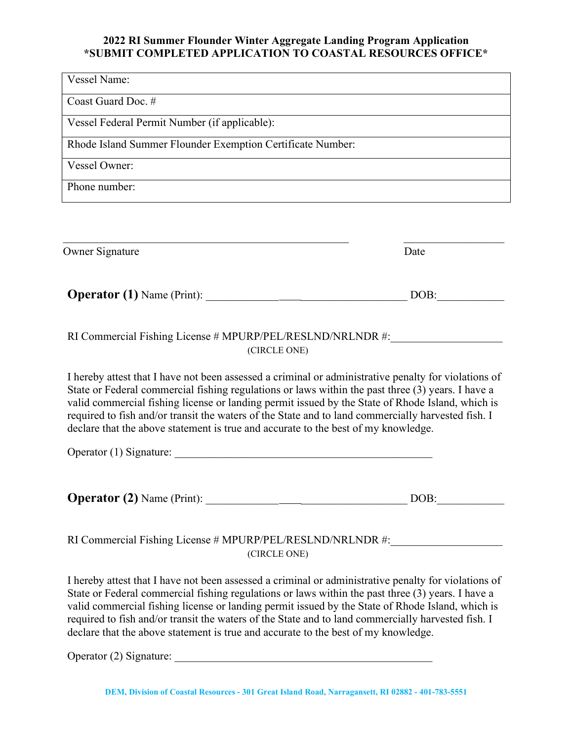# 2022 RI Summer Flounder Winter Aggregate Landing Program Application
**\*SUBMIT COMPLETED APPLICATION TO COASTAL RESOURCES OFFICE\***

| Vessel Name: |
|---|
| Coast Guard Doc. # |
| Vessel Federal Permit Number (if applicable): |
| Rhode Island Summer Flounder Exemption Certificate Number: |
| Vessel Owner: |
| Phone number: |

_______________________________________________ ________________

Owner Signature Date

**Operator (1)** Name (Print): ___________________________________ DOB:___________

RI Commercial Fishing License # MPURP/PEL/RESLND/NRLNDR #:___________________
(CIRCLE ONE)

I hereby attest that I have not been assessed a criminal or administrative penalty for violations of State or Federal commercial fishing regulations or laws within the past three (3) years. I have a valid commercial fishing license or landing permit issued by the State of Rhode Island, which is required to fish and/or transit the waters of the State and to land commercially harvested fish. I declare that the above statement is true and accurate to the best of my knowledge.

Operator (1) Signature: _______________________________________________

**Operator (2)** Name (Print): ___________________________________ DOB:___________

RI Commercial Fishing License # MPURP/PEL/RESLND/NRLNDR #:___________________
(CIRCLE ONE)

I hereby attest that I have not been assessed a criminal or administrative penalty for violations of State or Federal commercial fishing regulations or laws within the past three (3) years. I have a valid commercial fishing license or landing permit issued by the State of Rhode Island, which is required to fish and/or transit the waters of the State and to land commercially harvested fish. I declare that the above statement is true and accurate to the best of my knowledge.

Operator (2) Signature: _______________________________________________

DEM, Division of Coastal Resources - 301 Great Island Road, Narragansett, RI 02882 - 401-783-5551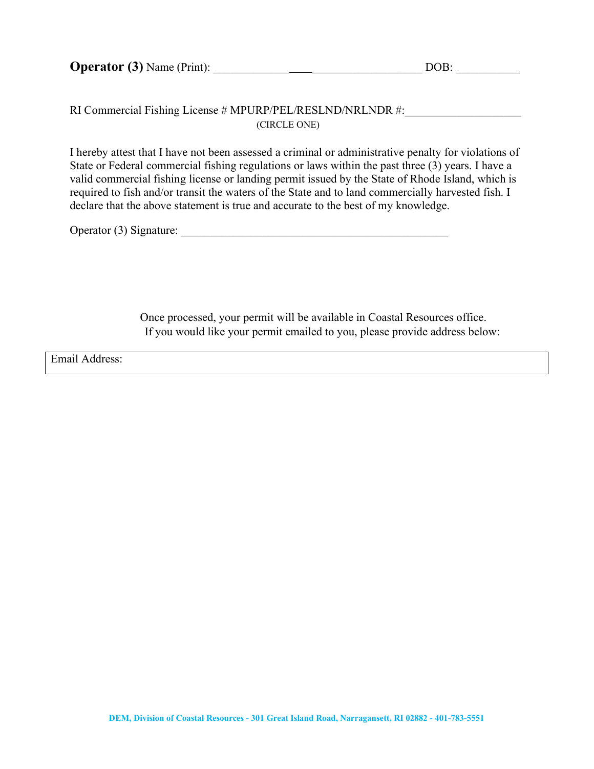**Operator (3)** Name (Print): ________________________________________ DOB: ___________

RI Commercial Fishing License # MPURP/PEL/RESLND/NRLNDR #:____________________
(CIRCLE ONE)

I hereby attest that I have not been assessed a criminal or administrative penalty for violations of State or Federal commercial fishing regulations or laws within the past three (3) years. I have a valid commercial fishing license or landing permit issued by the State of Rhode Island, which is required to fish and/or transit the waters of the State and to land commercially harvested fish. I declare that the above statement is true and accurate to the best of my knowledge.

Operator (3) Signature: ________________________________________________

Once processed, your permit will be available in Coastal Resources office.
If you would like your permit emailed to you, please provide address below:

| |
|---|
| Email Address: |

DEM, Division of Coastal Resources - 301 Great Island Road, Narragansett, RI 02882 - 401-783-5551